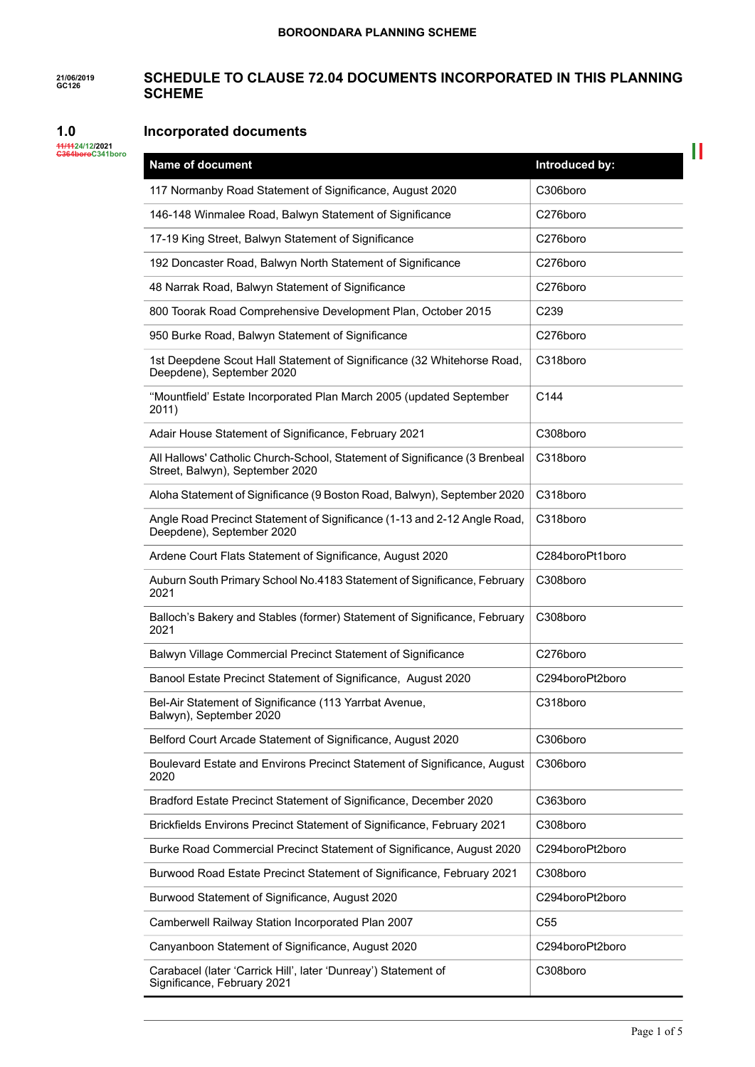21/06/2019
GC126

# SCHEDULE TO CLAUSE 72.04 DOCUMENTS INCORPORATED IN THIS PLANNING SCHEME

11/1124/12/2021
C364boroC341boro

## 1.0 Incorporated documents

| Name of document | Introduced by: |
|---|---|
| 117 Normanby Road Statement of Significance, August 2020 | C306boro |
| 146-148 Winmalee Road, Balwyn Statement of Significance | C276boro |
| 17-19 King Street, Balwyn Statement of Significance | C276boro |
| 192 Doncaster Road, Balwyn North Statement of Significance | C276boro |
| 48 Narrak Road, Balwyn Statement of Significance | C276boro |
| 800 Toorak Road Comprehensive Development Plan, October 2015 | C239 |
| 950 Burke Road, Balwyn Statement of Significance | C276boro |
| 1st Deepdene Scout Hall Statement of Significance (32 Whitehorse Road, Deepdene), September 2020 | C318boro |
| "Mountfield' Estate Incorporated Plan March 2005 (updated September 2011) | C144 |
| Adair House Statement of Significance, February 2021 | C308boro |
| All Hallows' Catholic Church-School, Statement of Significance (3 Brenbeal Street, Balwyn), September 2020 | C318boro |
| Aloha Statement of Significance (9 Boston Road, Balwyn), September 2020 | C318boro |
| Angle Road Precinct Statement of Significance (1-13 and 2-12 Angle Road, Deepdene), September 2020 | C318boro |
| Ardene Court Flats Statement of Significance, August 2020 | C284boroPt1boro |
| Auburn South Primary School No.4183 Statement of Significance, February 2021 | C308boro |
| Balloch's Bakery and Stables (former) Statement of Significance, February 2021 | C308boro |
| Balwyn Village Commercial Precinct Statement of Significance | C276boro |
| Banool Estate Precinct Statement of Significance, August 2020 | C294boroPt2boro |
| Bel-Air Statement of Significance (113 Yarrbat Avenue, Balwyn), September 2020 | C318boro |
| Belford Court Arcade Statement of Significance, August 2020 | C306boro |
| Boulevard Estate and Environs Precinct Statement of Significance, August 2020 | C306boro |
| Bradford Estate Precinct Statement of Significance, December 2020 | C363boro |
| Brickfields Environs Precinct Statement of Significance, February 2021 | C308boro |
| Burke Road Commercial Precinct Statement of Significance, August 2020 | C294boroPt2boro |
| Burwood Road Estate Precinct Statement of Significance, February 2021 | C308boro |
| Burwood Statement of Significance, August 2020 | C294boroPt2boro |
| Camberwell Railway Station Incorporated Plan 2007 | C55 |
| Canyanboon Statement of Significance, August 2020 | C294boroPt2boro |
| Carabacel (later 'Carrick Hill', later 'Dunreay') Statement of Significance, February 2021 | C308boro |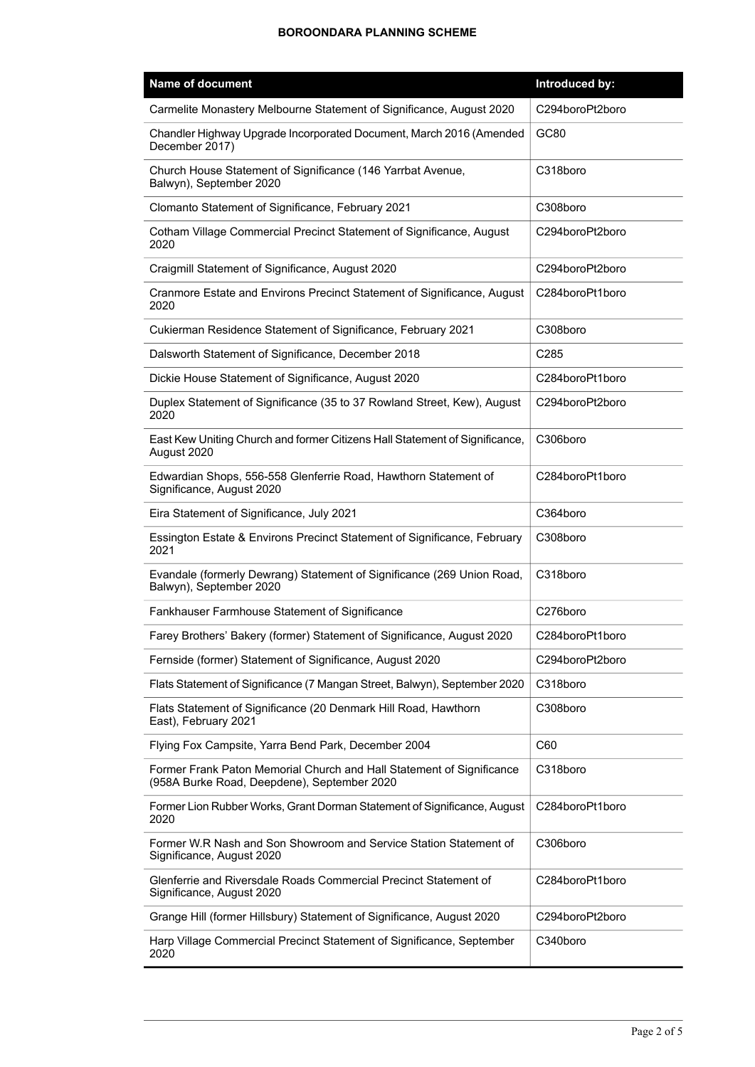| Name of document | Introduced by: |
| --- | --- |
| Carmelite Monastery Melbourne Statement of Significance, August 2020 | C294boroPt2boro |
| Chandler Highway Upgrade Incorporated Document, March 2016 (Amended December 2017) | GC80 |
| Church House Statement of Significance (146 Yarrbat Avenue, Balwyn), September 2020 | C318boro |
| Clomanto Statement of Significance, February 2021 | C308boro |
| Cotham Village Commercial Precinct Statement of Significance, August 2020 | C294boroPt2boro |
| Craigmill Statement of Significance, August 2020 | C294boroPt2boro |
| Cranmore Estate and Environs Precinct Statement of Significance, August 2020 | C284boroPt1boro |
| Cukierman Residence Statement of Significance, February 2021 | C308boro |
| Dalsworth Statement of Significance, December 2018 | C285 |
| Dickie House Statement of Significance, August 2020 | C284boroPt1boro |
| Duplex Statement of Significance (35 to 37 Rowland Street, Kew), August 2020 | C294boroPt2boro |
| East Kew Uniting Church and former Citizens Hall Statement of Significance, August 2020 | C306boro |
| Edwardian Shops, 556-558 Glenferrie Road, Hawthorn Statement of Significance, August 2020 | C284boroPt1boro |
| Eira Statement of Significance, July 2021 | C364boro |
| Essington Estate & Environs Precinct Statement of Significance, February 2021 | C308boro |
| Evandale (formerly Dewrang) Statement of Significance (269 Union Road, Balwyn), September 2020 | C318boro |
| Fankhauser Farmhouse Statement of Significance | C276boro |
| Farey Brothers' Bakery (former) Statement of Significance, August 2020 | C284boroPt1boro |
| Fernside (former) Statement of Significance, August 2020 | C294boroPt2boro |
| Flats Statement of Significance (7 Mangan Street, Balwyn), September 2020 | C318boro |
| Flats Statement of Significance (20 Denmark Hill Road, Hawthorn East), February 2021 | C308boro |
| Flying Fox Campsite, Yarra Bend Park, December 2004 | C60 |
| Former Frank Paton Memorial Church and Hall Statement of Significance (958A Burke Road, Deepdene), September 2020 | C318boro |
| Former Lion Rubber Works, Grant Dorman Statement of Significance, August 2020 | C284boroPt1boro |
| Former W.R Nash and Son Showroom and Service Station Statement of Significance, August 2020 | C306boro |
| Glenferrie and Riversdale Roads Commercial Precinct Statement of Significance, August 2020 | C284boroPt1boro |
| Grange Hill (former Hillsbury) Statement of Significance, August 2020 | C294boroPt2boro |
| Harp Village Commercial Precinct Statement of Significance, September 2020 | C340boro |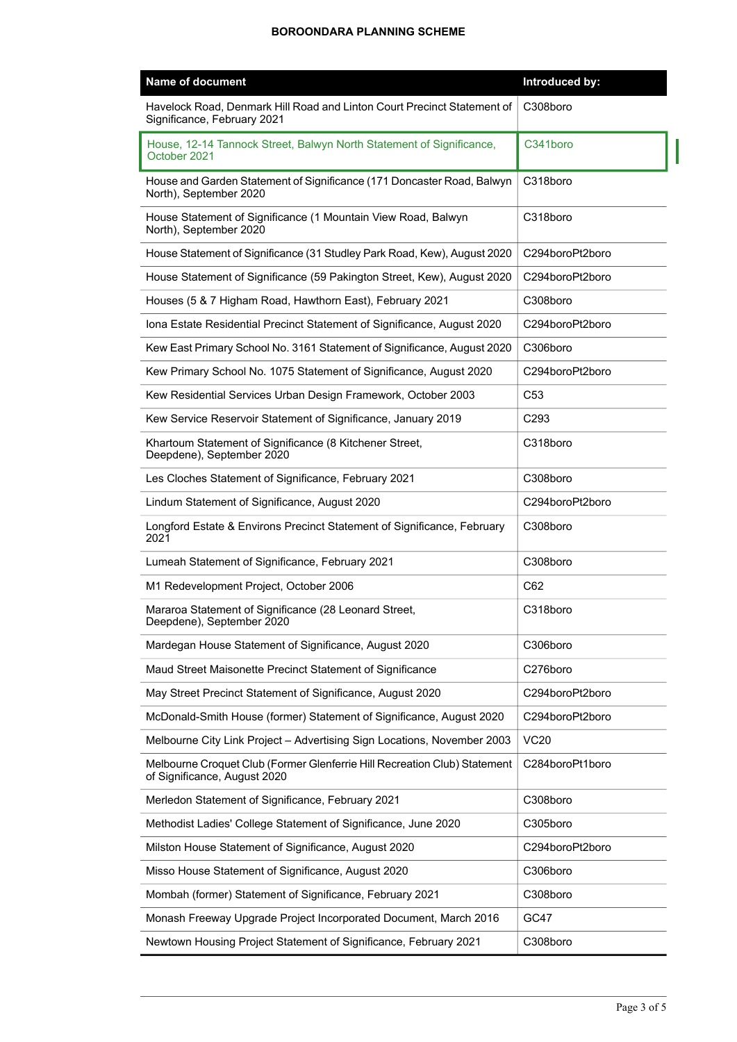| Name of document | Introduced by: |
|---|---|
| Havelock Road, Denmark Hill Road and Linton Court Precinct Statement of Significance, February 2021 | C308boro |
| House, 12-14 Tannock Street, Balwyn North Statement of Significance, October 2021 | C341boro |
| House and Garden Statement of Significance (171 Doncaster Road, Balwyn North), September 2020 | C318boro |
| House Statement of Significance (1 Mountain View Road, Balwyn North), September 2020 | C318boro |
| House Statement of Significance (31 Studley Park Road, Kew), August 2020 | C294boroPt2boro |
| House Statement of Significance (59 Pakington Street, Kew), August 2020 | C294boroPt2boro |
| Houses (5 & 7 Higham Road, Hawthorn East), February 2021 | C308boro |
| Iona Estate Residential Precinct Statement of Significance, August 2020 | C294boroPt2boro |
| Kew East Primary School No. 3161 Statement of Significance, August 2020 | C306boro |
| Kew Primary School No. 1075 Statement of Significance, August 2020 | C294boroPt2boro |
| Kew Residential Services Urban Design Framework, October 2003 | C53 |
| Kew Service Reservoir Statement of Significance, January 2019 | C293 |
| Khartoum Statement of Significance (8 Kitchener Street, Deepdene), September 2020 | C318boro |
| Les Cloches Statement of Significance, February 2021 | C308boro |
| Lindum Statement of Significance, August 2020 | C294boroPt2boro |
| Longford Estate & Environs Precinct Statement of Significance, February 2021 | C308boro |
| Lumeah Statement of Significance, February 2021 | C308boro |
| M1 Redevelopment Project, October 2006 | C62 |
| Mararoa Statement of Significance (28 Leonard Street, Deepdene), September 2020 | C318boro |
| Mardegan House Statement of Significance, August 2020 | C306boro |
| Maud Street Maisonette Precinct Statement of Significance | C276boro |
| May Street Precinct Statement of Significance, August 2020 | C294boroPt2boro |
| McDonald-Smith House (former) Statement of Significance, August 2020 | C294boroPt2boro |
| Melbourne City Link Project – Advertising Sign Locations, November 2003 | VC20 |
| Melbourne Croquet Club (Former Glenferrie Hill Recreation Club) Statement of Significance, August 2020 | C284boroPt1boro |
| Merledon Statement of Significance, February 2021 | C308boro |
| Methodist Ladies' College Statement of Significance, June 2020 | C305boro |
| Milston House Statement of Significance, August 2020 | C294boroPt2boro |
| Misso House Statement of Significance, August 2020 | C306boro |
| Mombah (former) Statement of Significance, February 2021 | C308boro |
| Monash Freeway Upgrade Project Incorporated Document, March 2016 | GC47 |
| Newtown Housing Project Statement of Significance, February 2021 | C308boro |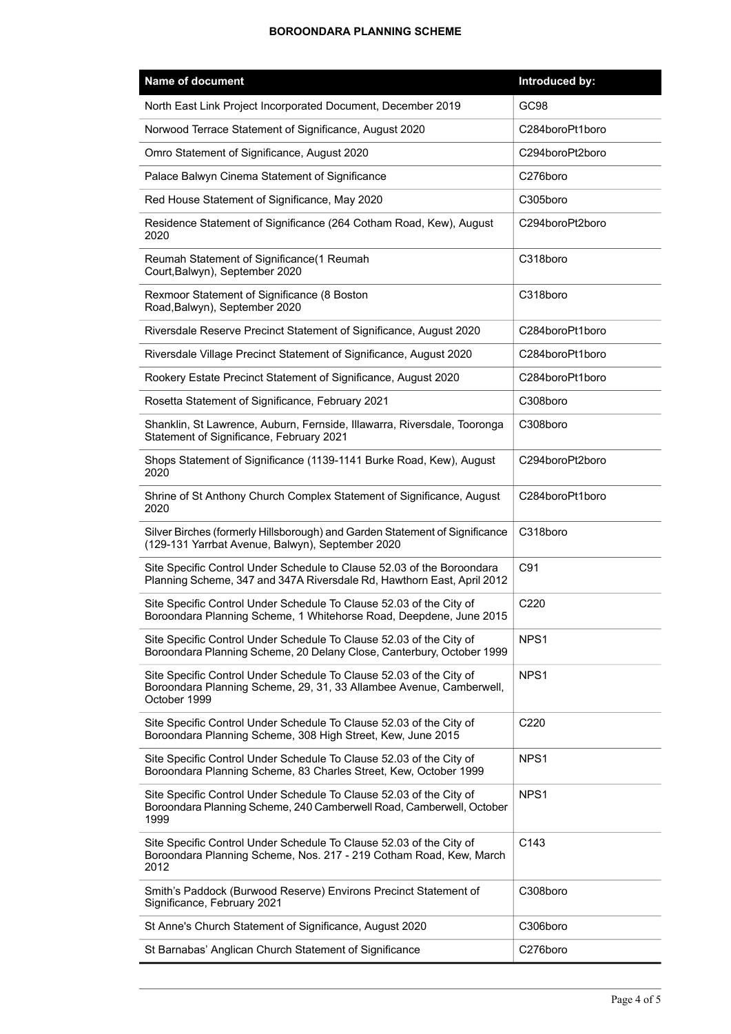| Name of document | Introduced by: |
| --- | --- |
| North East Link Project Incorporated Document, December 2019 | GC98 |
| Norwood Terrace Statement of Significance, August 2020 | C284boroPt1boro |
| Omro Statement of Significance, August 2020 | C294boroPt2boro |
| Palace Balwyn Cinema Statement of Significance | C276boro |
| Red House Statement of Significance, May 2020 | C305boro |
| Residence Statement of Significance (264 Cotham Road, Kew), August 2020 | C294boroPt2boro |
| Reumah Statement of Significance(1 Reumah Court,Balwyn), September 2020 | C318boro |
| Rexmoor Statement of Significance (8 Boston Road,Balwyn), September 2020 | C318boro |
| Riversdale Reserve Precinct Statement of Significance, August 2020 | C284boroPt1boro |
| Riversdale Village Precinct Statement of Significance, August 2020 | C284boroPt1boro |
| Rookery Estate Precinct Statement of Significance, August 2020 | C284boroPt1boro |
| Rosetta Statement of Significance, February 2021 | C308boro |
| Shanklin, St Lawrence, Auburn, Fernside, Illawarra, Riversdale, Tooronga Statement of Significance, February 2021 | C308boro |
| Shops Statement of Significance (1139-1141 Burke Road, Kew), August 2020 | C294boroPt2boro |
| Shrine of St Anthony Church Complex Statement of Significance, August 2020 | C284boroPt1boro |
| Silver Birches (formerly Hillsborough) and Garden Statement of Significance (129-131 Yarrbat Avenue, Balwyn), September 2020 | C318boro |
| Site Specific Control Under Clause 52.03 of the Boroondara Planning Scheme, 347 and 347A Riversdale Rd, Hawthorn East, April 2012 | C91 |
| Site Specific Control Under Schedule To Clause 52.03 of the City of Boroondara Planning Scheme, 1 Whitehorse Road, Deepdene, June 2015 | C220 |
| Site Specific Control Under Schedule To Clause 52.03 of the City of Boroondara Planning Scheme, 20 Delany Close, Canterbury, October 1999 | NPS1 |
| Site Specific Control Under Schedule To Clause 52.03 of the City of Boroondara Planning Scheme, 29, 31, 33 Allambee Avenue, Camberwell, October 1999 | NPS1 |
| Site Specific Control Under Schedule To Clause 52.03 of the City of Boroondara Planning Scheme, 308 High Street, Kew, June 2015 | C220 |
| Site Specific Control Under Schedule To Clause 52.03 of the City of Boroondara Planning Scheme, 83 Charles Street, Kew, October 1999 | NPS1 |
| Site Specific Control Under Schedule To Clause 52.03 of the City of Boroondara Planning Scheme, 240 Camberwell Road, Camberwell, October 1999 | NPS1 |
| Site Specific Control Under Schedule To Clause 52.03 of the City of Boroondara Planning Scheme, Nos. 217 - 219 Cotham Road, Kew, March 2012 | C143 |
| Smith's Paddock (Burwood Reserve) Environs Precinct Statement of Significance, February 2021 | C308boro |
| St Anne's Church Statement of Significance, August 2020 | C306boro |
| St Barnabas' Anglican Church Statement of Significance | C276boro |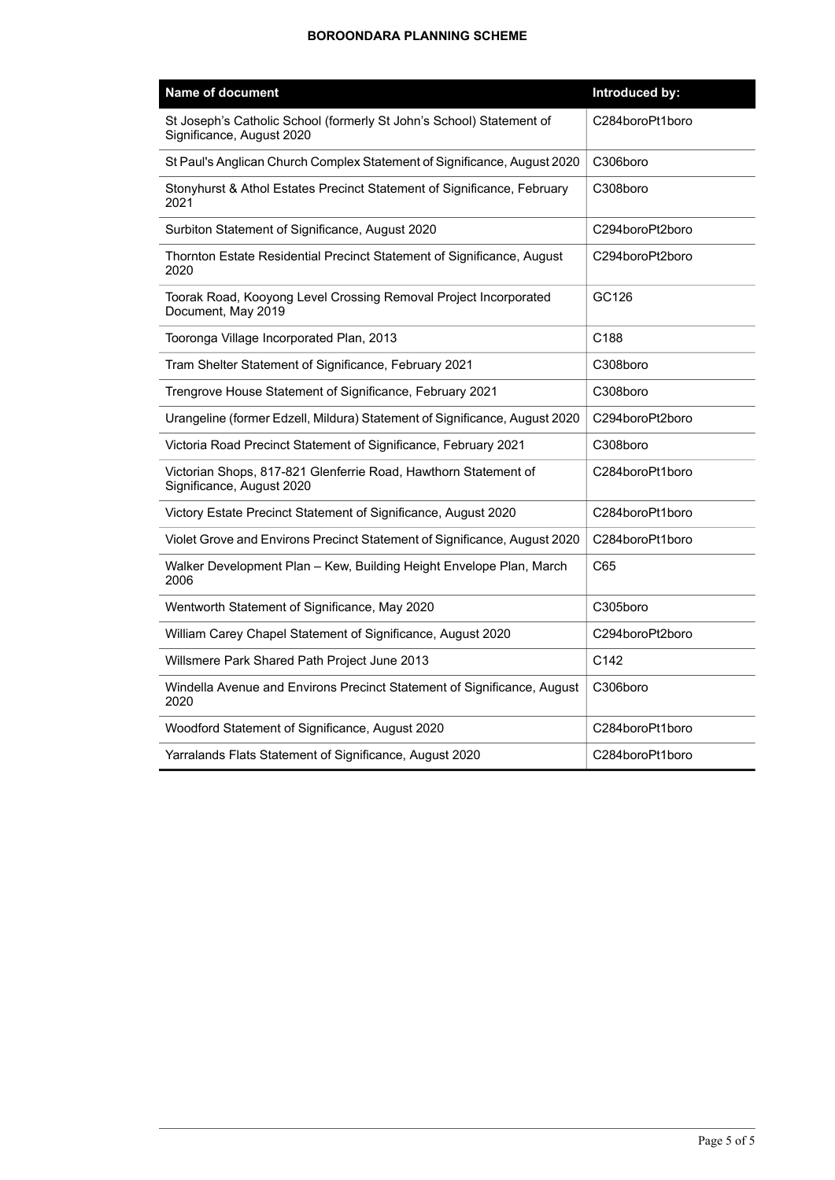| Name of document | Introduced by: |
|---|---|
| St Joseph's Catholic School (formerly St John's School) Statement of Significance, August 2020 | C284boroPt1boro |
| St Paul's Anglican Church Complex Statement of Significance, August 2020 | C306boro |
| Stonyhurst & Athol Estates Precinct Statement of Significance, February 2021 | C308boro |
| Surbiton Statement of Significance, August 2020 | C294boroPt2boro |
| Thornton Estate Residential Precinct Statement of Significance, August 2020 | C294boroPt2boro |
| Toorak Road, Kooyong Level Crossing Removal Project Incorporated Document, May 2019 | GC126 |
| Tooronga Village Incorporated Plan, 2013 | C188 |
| Tram Shelter Statement of Significance, February 2021 | C308boro |
| Trengrove House Statement of Significance, February 2021 | C308boro |
| Urangeline (former Edzell, Mildura) Statement of Significance, August 2020 | C294boroPt2boro |
| Victoria Road Precinct Statement of Significance, February 2021 | C308boro |
| Victorian Shops, 817-821 Glenferrie Road, Hawthorn Statement of Significance, August 2020 | C284boroPt1boro |
| Victory Estate Precinct Statement of Significance, August 2020 | C284boroPt1boro |
| Violet Grove and Environs Precinct Statement of Significance, August 2020 | C284boroPt1boro |
| Walker Development Plan – Kew, Building Height Envelope Plan, March 2006 | C65 |
| Wentworth Statement of Significance, May 2020 | C305boro |
| William Carey Chapel Statement of Significance, August 2020 | C294boroPt2boro |
| Willsmere Park Shared Path Project June 2013 | C142 |
| Windella Avenue and Environs Precinct Statement of Significance, August 2020 | C306boro |
| Woodford Statement of Significance, August 2020 | C284boroPt1boro |
| Yarralands Flats Statement of Significance, August 2020 | C284boroPt1boro |